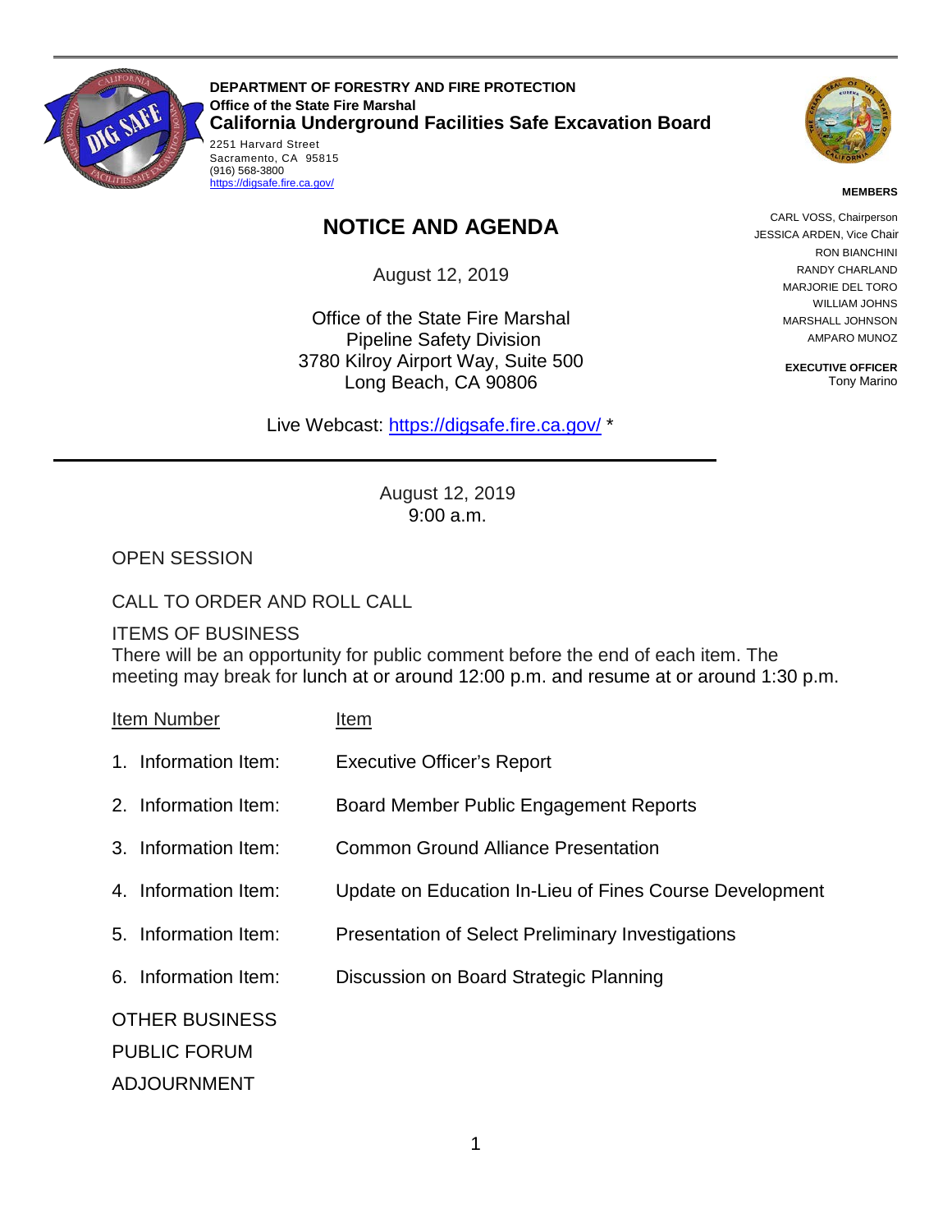**DEPARTMENT OF FORESTRY AND FIRE PROTECTION**
**Office of the State Fire Marshal**
**California Underground Facilities Safe Excavation Board**
2251 Harvard Street
Sacramento, CA 95815
(916) 568-3800
https://digsafe.fire.ca.gov/

**MEMBERS**

CARL VOSS, Chairperson
JESSICA ARDEN, Vice Chair
RON BIANCHINI
RANDY CHARLAND
MARJORIE DEL TORO
WILLIAM JOHNS
MARSHALL JOHNSON
AMPARO MUNOZ

**EXECUTIVE OFFICER**
Tony Marino

# NOTICE AND AGENDA

August 12, 2019

Office of the State Fire Marshal
Pipeline Safety Division
3780 Kilroy Airport Way, Suite 500
Long Beach, CA 90806

Live Webcast: https://digsafe.fire.ca.gov/ *

---

August 12, 2019
9:00 a.m.

OPEN SESSION

CALL TO ORDER AND ROLL CALL

ITEMS OF BUSINESS
There will be an opportunity for public comment before the end of each item. The meeting may break for lunch at or around 12:00 p.m. and resume at or around 1:30 p.m.

| Item Number | Item |
| --- | --- |
| 1. Information Item: | Executive Officer's Report |
| 2. Information Item: | Board Member Public Engagement Reports |
| 3. Information Item: | Common Ground Alliance Presentation |
| 4. Information Item: | Update on Education In-Lieu of Fines Course Development |
| 5. Information Item: | Presentation of Select Preliminary Investigations |
| 6. Information Item: | Discussion on Board Strategic Planning |

OTHER BUSINESS

PUBLIC FORUM

ADJOURNMENT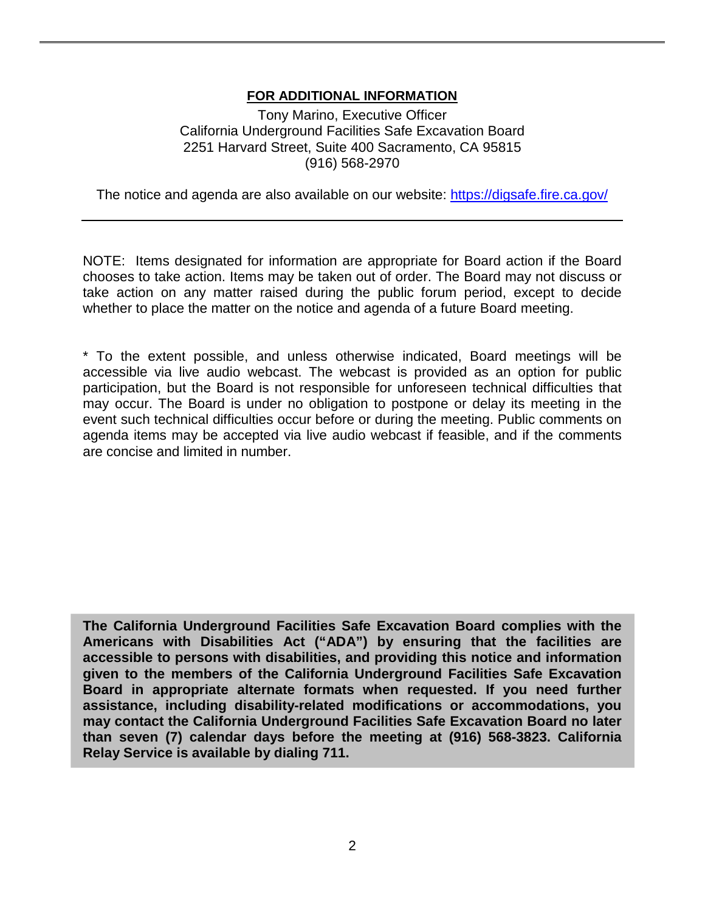**FOR ADDITIONAL INFORMATION**

Tony Marino, Executive Officer
California Underground Facilities Safe Excavation Board
2251 Harvard Street, Suite 400 Sacramento, CA 95815
(916) 568-2970

The notice and agenda are also available on our website: [https://digsafe.fire.ca.gov/](https://digsafe.fire.ca.gov/)

---

NOTE: Items designated for information are appropriate for Board action if the Board chooses to take action. Items may be taken out of order. The Board may not discuss or take action on any matter raised during the public forum period, except to decide whether to place the matter on the notice and agenda of a future Board meeting.

* To the extent possible, and unless otherwise indicated, Board meetings will be accessible via live audio webcast. The webcast is provided as an option for public participation, but the Board is not responsible for unforeseen technical difficulties that may occur. The Board is under no obligation to postpone or delay its meeting in the event such technical difficulties occur before or during the meeting. Public comments on agenda items may be accepted via live audio webcast if feasible, and if the comments are concise and limited in number.

**The California Underground Facilities Safe Excavation Board complies with the Americans with Disabilities Act ("ADA") by ensuring that the facilities are accessible to persons with disabilities, and providing this notice and information given to the members of the California Underground Facilities Safe Excavation Board in appropriate alternate formats when requested. If you need further assistance, including disability-related modifications or accommodations, you may contact the California Underground Facilities Safe Excavation Board no later than seven (7) calendar days before the meeting at (916) 568-3823. California Relay Service is available by dialing 711.**